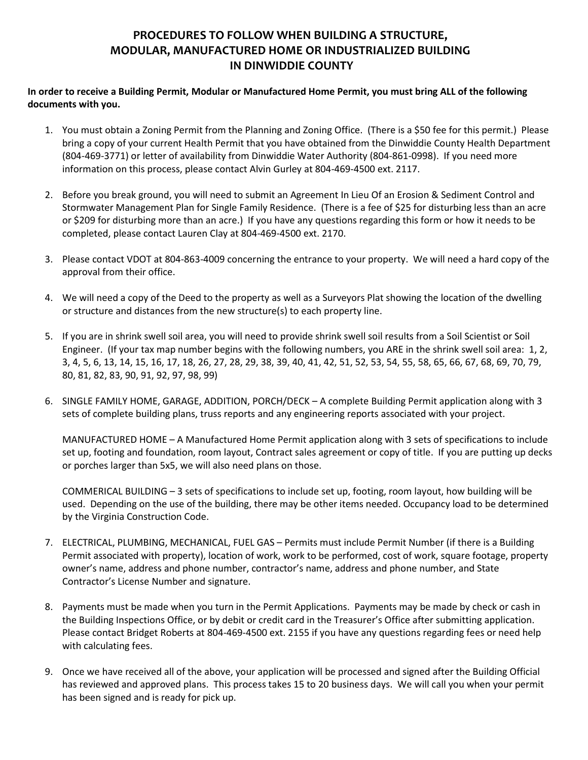# PROCEDURES TO FOLLOW WHEN BUILDING A STRUCTURE, MODULAR, MANUFACTURED HOME OR INDUSTRIALIZED BUILDING IN DINWIDDIE COUNTY

**In order to receive a Building Permit, Modular or Manufactured Home Permit, you must bring ALL of the following documents with you.**

1. You must obtain a Zoning Permit from the Planning and Zoning Office. (There is a $50 fee for this permit.) Please bring a copy of your current Health Permit that you have obtained from the Dinwiddie County Health Department (804-469-3771) or letter of availability from Dinwiddie Water Authority (804-861-0998). If you need more information on this process, please contact Alvin Gurley at 804-469-4500 ext. 2117.

2. Before you break ground, you will need to submit an Agreement In Lieu Of an Erosion & Sediment Control and Stormwater Management Plan for Single Family Residence. (There is a fee of $25 for disturbing less than an acre or $209 for disturbing more than an acre.) If you have any questions regarding this form or how it needs to be completed, please contact Lauren Clay at 804-469-4500 ext. 2170.

3. Please contact VDOT at 804-863-4009 concerning the entrance to your property. We will need a hard copy of the approval from their office.

4. We will need a copy of the Deed to the property as well as a Surveyors Plat showing the location of the dwelling or structure and distances from the new structure(s) to each property line.

5. If you are in shrink swell soil area, you will need to provide shrink swell soil results from a Soil Scientist or Soil Engineer. (If your tax map number begins with the following numbers, you ARE in the shrink swell soil area: 1, 2, 3, 4, 5, 6, 13, 14, 15, 16, 17, 18, 26, 27, 28, 29, 38, 39, 40, 41, 42, 51, 52, 53, 54, 55, 58, 65, 66, 67, 68, 69, 70, 79, 80, 81, 82, 83, 90, 91, 92, 97, 98, 99)

6. SINGLE FAMILY HOME, GARAGE, ADDITION, PORCH/DECK – A complete Building Permit application along with 3 sets of complete building plans, truss reports and any engineering reports associated with your project.

   MANUFACTURED HOME – A Manufactured Home Permit application along with 3 sets of specifications to include set up, footing and foundation, room layout, Contract sales agreement or copy of title. If you are putting up decks or porches larger than 5x5, we will also need plans on those.

   COMMERICAL BUILDING – 3 sets of specifications to include set up, footing, room layout, how building will be used. Depending on the use of the building, there may be other items needed. Occupancy load to be determined by the Virginia Construction Code.

7. ELECTRICAL, PLUMBING, MECHANICAL, FUEL GAS – Permits must include Permit Number (if there is a Building Permit associated with property), location of work, work to be performed, cost of work, square footage, property owner's name, address and phone number, contractor's name, address and phone number, and State Contractor's License Number and signature.

8. Payments must be made when you turn in the Permit Applications. Payments may be made by check or cash in the Building Inspections Office, or by debit or credit card in the Treasurer's Office after submitting application. Please contact Bridget Roberts at 804-469-4500 ext. 2155 if you have any questions regarding fees or need help with calculating fees.

9. Once we have received all of the above, your application will be processed and signed after the Building Official has reviewed and approved plans. This process takes 15 to 20 business days. We will call you when your permit has been signed and is ready for pick up.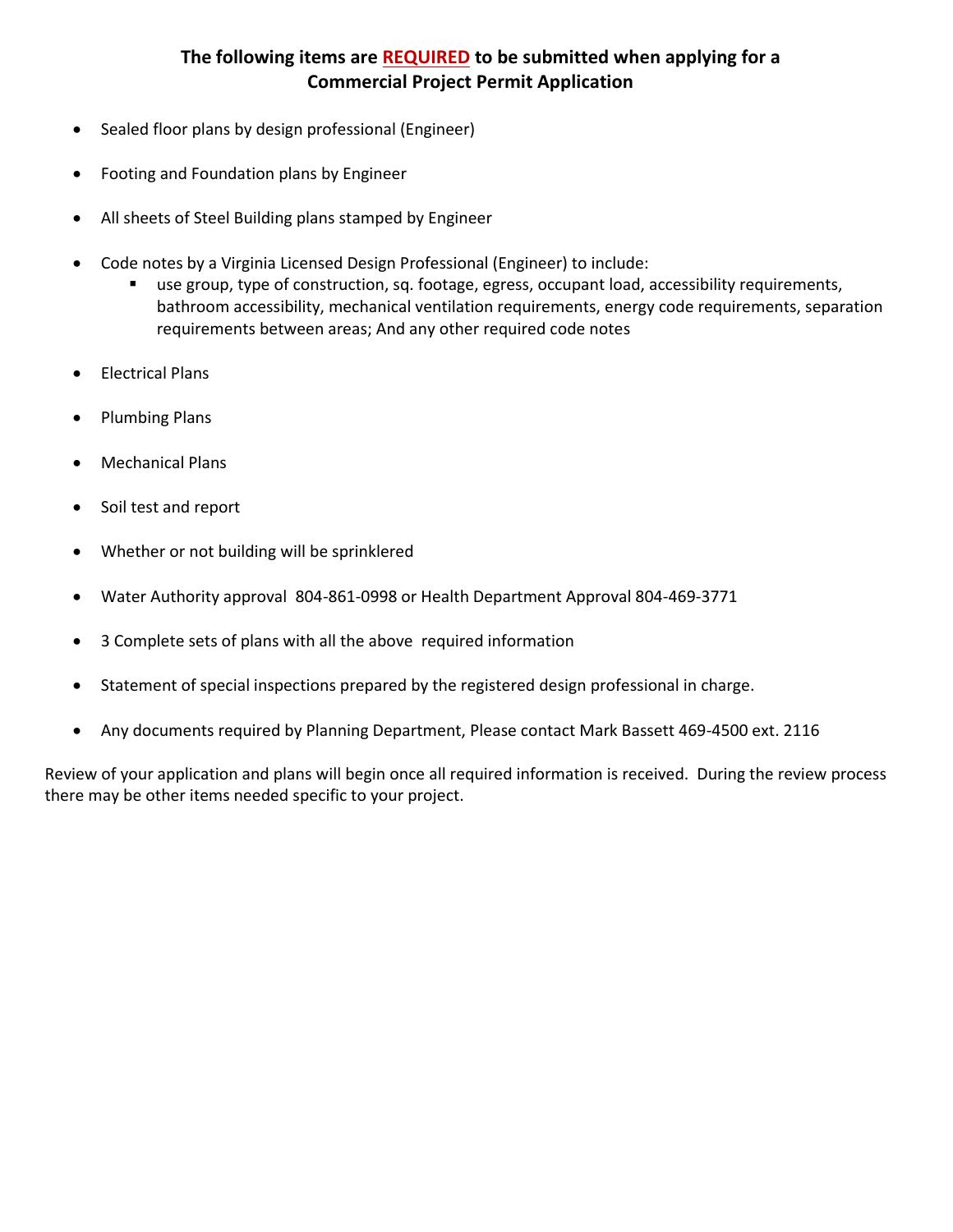## The following items are **REQUIRED** to be submitted when applying for a Commercial Project Permit Application

- Sealed floor plans by design professional (Engineer)
- Footing and Foundation plans by Engineer
- All sheets of Steel Building plans stamped by Engineer
- Code notes by a Virginia Licensed Design Professional (Engineer) to include:
  - use group, type of construction, sq. footage, egress, occupant load, accessibility requirements, bathroom accessibility, mechanical ventilation requirements, energy code requirements, separation requirements between areas; And any other required code notes
- Electrical Plans
- Plumbing Plans
- Mechanical Plans
- Soil test and report
- Whether or not building will be sprinklered
- Water Authority approval 804-861-0998 or Health Department Approval 804-469-3771
- 3 Complete sets of plans with all the above required information
- Statement of special inspections prepared by the registered design professional in charge.
- Any documents required by Planning Department, Please contact Mark Bassett 469-4500 ext. 2116

Review of your application and plans will begin once all required information is received. During the review process there may be other items needed specific to your project.